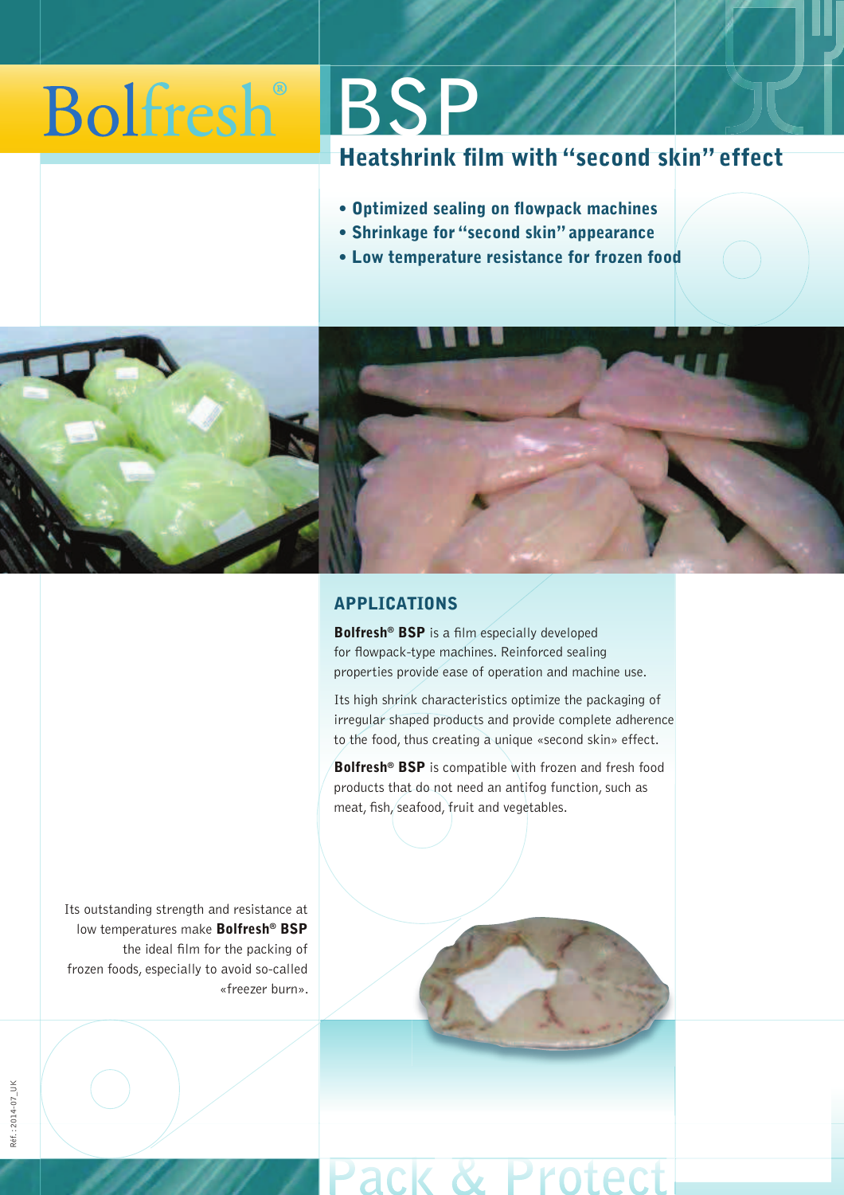# Bolfresh® BSP

## Heatshrink film with "second skin" effect

- **Optimized sealing on flowpack machines**
- **Shrinkage for "second skin" appearance**
- **Low temperature resistance for frozen food**

## APPLICATIONS

**Bolfresh® BSP** is a film especially developed for flowpack-type machines. Reinforced sealing properties provide ease of operation and machine use.

Its high shrink characteristics optimize the packaging of irregular shaped products and provide complete adherence to the food, thus creating a unique «second skin» effect.

**Bolfresh® BSP** is compatible with frozen and fresh food products that do not need an antifog function, such as meat, fish, seafood, fruit and vegetables.

Its outstanding strength and resistance at low temperatures make **Bolfresh® BSP** the ideal film for the packing of frozen foods, especially to avoid so-called «freezer burn».

Réf.: 2014-07_UK

Pack & Protect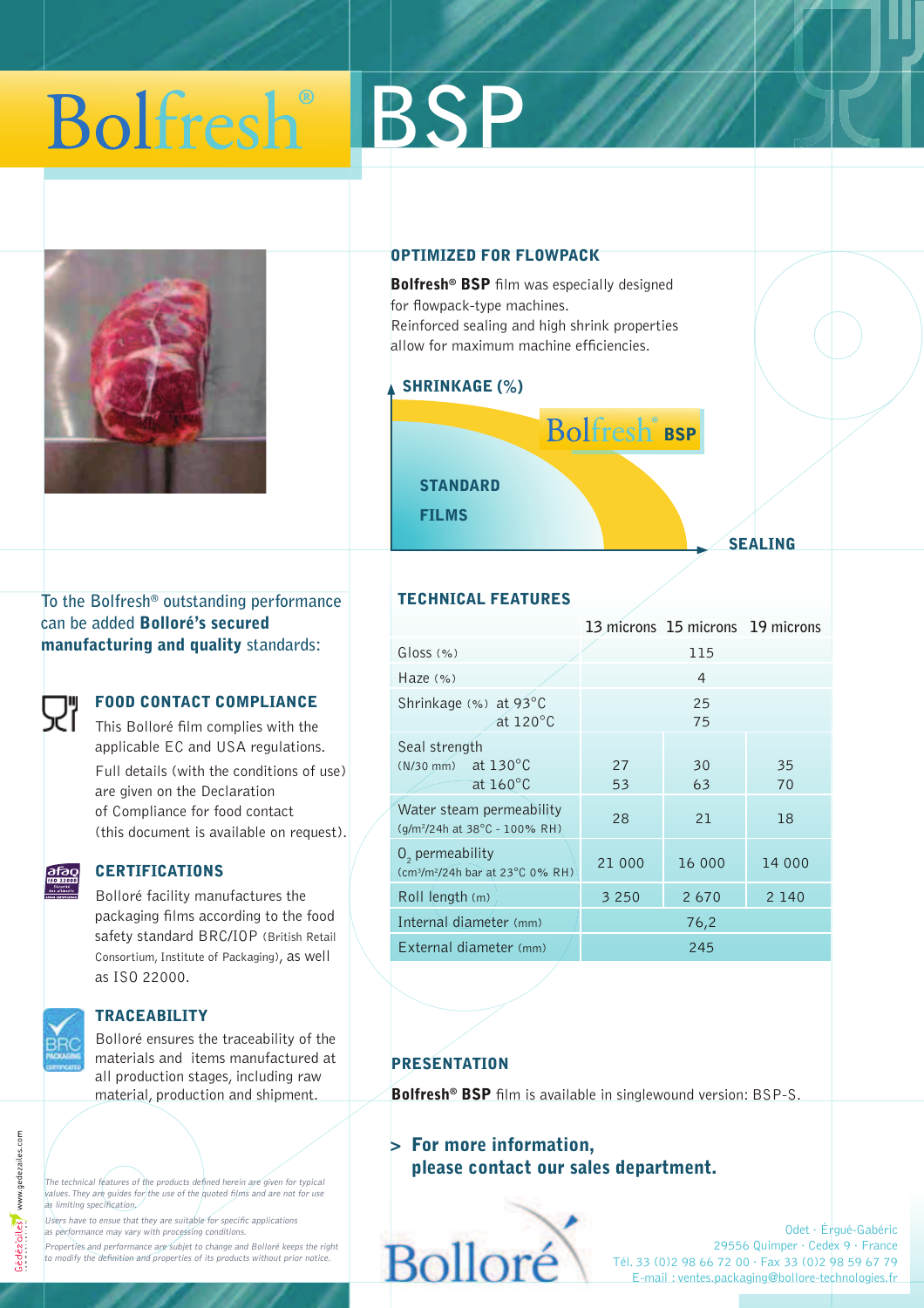# Bolfresh® BSP

## OPTIMIZED FOR FLOWPACK

**Bolfresh® BSP** film was especially designed for flowpack-type machines.
Reinforced sealing and high shrink properties allow for maximum machine efficiencies.

SHRINKAGE (%)

Bolfresh® BSP

STANDARD FILMS

SEALING

To the Bolfresh® outstanding performance can be added **Bolloré's secured manufacturing and quality** standards:

### FOOD CONTACT COMPLIANCE

This Bolloré film complies with the applicable EC and USA regulations.
Full details (with the conditions of use) are given on the Declaration of Compliance for food contact (this document is available on request).

### CERTIFICATIONS

Bolloré facility manufactures the packaging films according to the food safety standard BRC/IOP (British Retail Consortium, Institute of Packaging), as well as ISO 22000.

### TRACEABILITY

Bolloré ensures the traceability of the materials and items manufactured at all production stages, including raw material, production and shipment.

## TECHNICAL FEATURES

| | 13 microns | 15 microns | 19 microns |
|---|---|---|---|
| Gloss (%) | | 115 | |
| Haze (%) | | 4 | |
| Shrinkage (%) at 93°C | | 25 | |
| at 120°C | | 75 | |
| Seal strength (N/30 mm) at 130°C | 27 | 30 | 35 |
| at 160°C | 53 | 63 | 70 |
| Water steam permeability ($g/m^2/24h$ at 38°C - 100% RH) | 28 | 21 | 18 |
| $O_2$ permeability ($cm^3/m^2/24h$ bar at 23°C 0% RH) | 21 000 | 16 000 | 14 000 |
| Roll length (m) | 3 250 | 2 670 | 2 140 |
| Internal diameter (mm) | | 76,2 | |
| External diameter (mm) | | 245 | |

## PRESENTATION

**Bolfresh® BSP** film is available in singlewound version: BSP-S.

**> For more information, please contact our sales department.**

*The technical features of the products defined herein are given for typical values. They are guides for the use of the quoted films and are not for use as limiting specification.*

*Users have to ensure that they are suitable for specific applications as performance may vary with processing conditions.*

*Properties and performance are subjet to change and Bolloré keeps the right to modify the definition and properties of its products without prior notice.*

Bolloré

Odet · Ergué-Gabéric
29556 Quimper · Cedex 9 · France
Tél. 33 (0)2 98 66 72 00 · Fax 33 (0)2 98 59 67 79
E-mail : ventes.packaging@bollore-technologies.fr

www.gedezailes.com